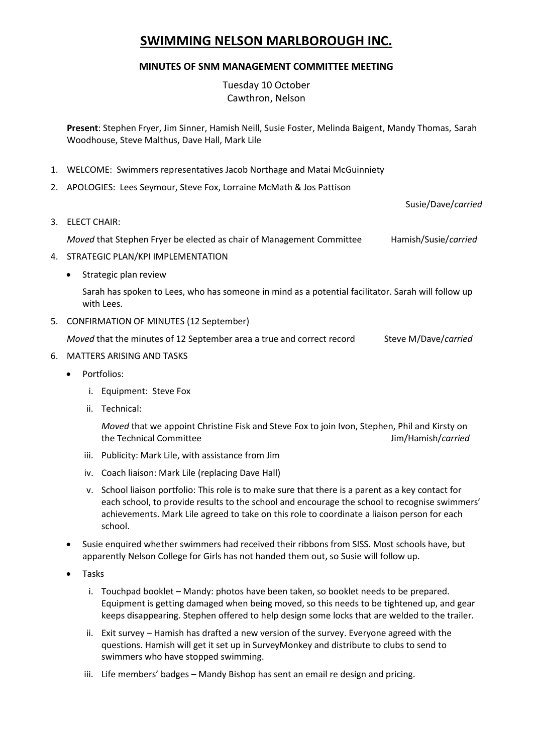# SWIMMING NELSON MARLBOROUGH INC.

## MINUTES OF SNM MANAGEMENT COMMITTEE MEETING

Tuesday 10 October
Cawthron, Nelson

**Present**: Stephen Fryer, Jim Sinner, Hamish Neill, Susie Foster, Melinda Baigent, Mandy Thomas, Sarah Woodhouse, Steve Malthus, Dave Hall, Mark Lile

1. WELCOME: Swimmers representatives Jacob Northage and Matai McGuinniety
2. APOLOGIES: Lees Seymour, Steve Fox, Lorraine McMath & Jos Pattison

   Susie/Dave/*carried*

3. ELECT CHAIR:

   *Moved* that Stephen Fryer be elected as chair of Management Committee Hamish/Susie/*carried*

4. STRATEGIC PLAN/KPI IMPLEMENTATION
   - Strategic plan review

     Sarah has spoken to Lees, who has someone in mind as a potential facilitator. Sarah will follow up with Lees.

5. CONFIRMATION OF MINUTES (12 September)

   *Moved* that the minutes of 12 September area a true and correct record Steve M/Dave/*carried*

6. MATTERS ARISING AND TASKS
   - Portfolios:
     i. Equipment: Steve Fox
     ii. Technical:

        *Moved* that we appoint Christine Fisk and Steve Fox to join Ivon, Stephen, Phil and Kirsty on the Technical Committee Jim/Hamish/*carried*

     iii. Publicity: Mark Lile, with assistance from Jim
     iv. Coach liaison: Mark Lile (replacing Dave Hall)
     v. School liaison portfolio: This role is to make sure that there is a parent as a key contact for each school, to provide results to the school and encourage the school to recognise swimmers' achievements. Mark Lile agreed to take on this role to coordinate a liaison person for each school.
   - Susie enquired whether swimmers had received their ribbons from SISS. Most schools have, but apparently Nelson College for Girls has not handed them out, so Susie will follow up.
   - Tasks
     i. Touchpad booklet – Mandy: photos have been taken, so booklet needs to be prepared. Equipment is getting damaged when being moved, so this needs to be tightened up, and gear keeps disappearing. Stephen offered to help design some locks that are welded to the trailer.
     ii. Exit survey – Hamish has drafted a new version of the survey. Everyone agreed with the questions. Hamish will get it set up in SurveyMonkey and distribute to clubs to send to swimmers who have stopped swimming.
     iii. Life members' badges – Mandy Bishop has sent an email re design and pricing.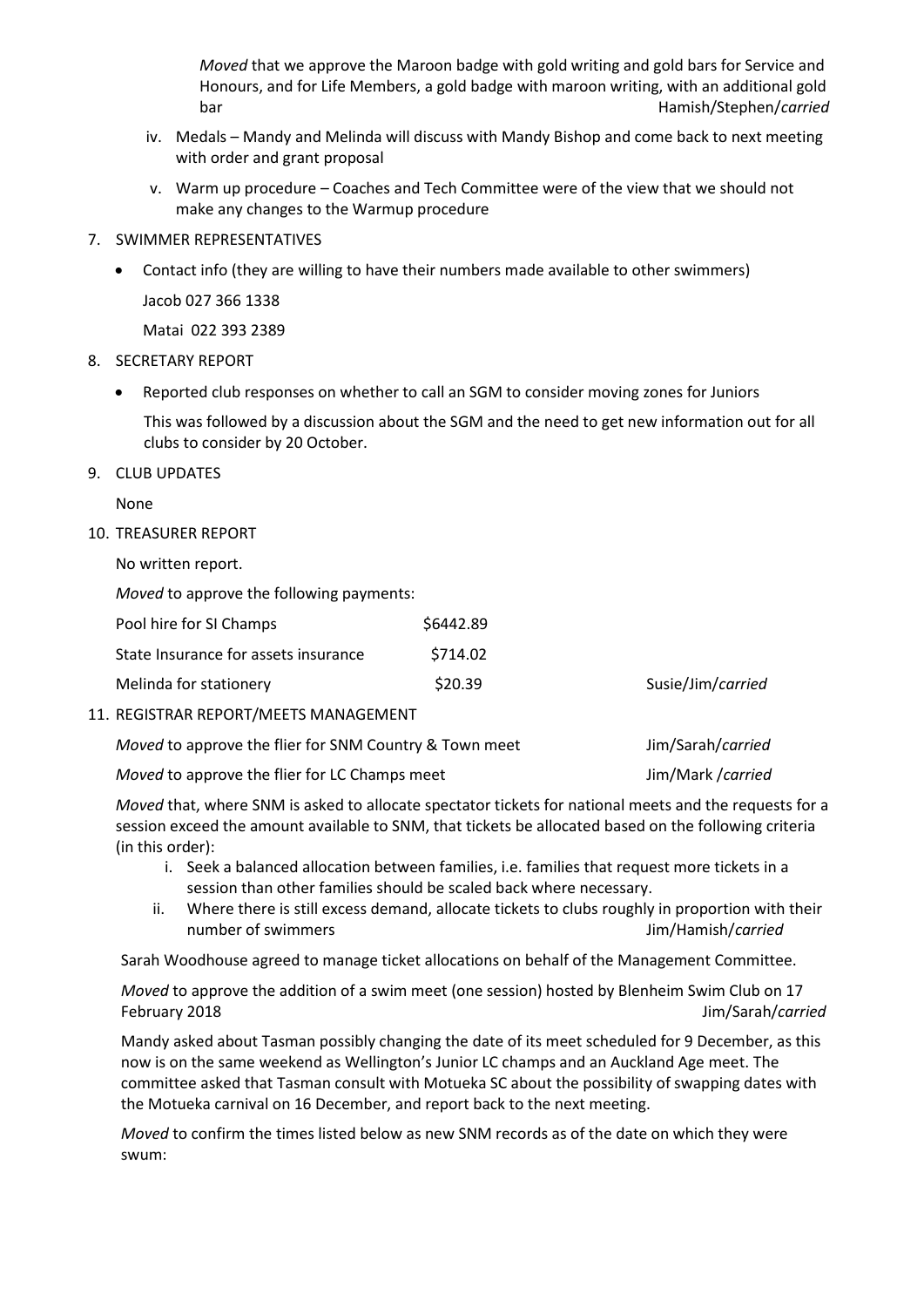*Moved* that we approve the Maroon badge with gold writing and gold bars for Service and Honours, and for Life Members, a gold badge with maroon writing, with an additional gold bar Hamish/Stephen/*carried*

iv. Medals – Mandy and Melinda will discuss with Mandy Bishop and come back to next meeting with order and grant proposal

v. Warm up procedure – Coaches and Tech Committee were of the view that we should not make any changes to the Warmup procedure

7. SWIMMER REPRESENTATIVES

- Contact info (they are willing to have their numbers made available to other swimmers)

  Jacob 027 366 1338

  Matai 022 393 2389

8. SECRETARY REPORT

- Reported club responses on whether to call an SGM to consider moving zones for Juniors

  This was followed by a discussion about the SGM and the need to get new information out for all clubs to consider by 20 October.

9. CLUB UPDATES

   None

10. TREASURER REPORT

    No written report.

    *Moved* to approve the following payments:

| | | |
|---|---|---|
| Pool hire for SI Champs | $6442.89 | |
| State Insurance for assets insurance | $714.02 | |
| Melinda for stationery | $20.39 | Susie/Jim/*carried* |

11. REGISTRAR REPORT/MEETS MANAGEMENT

    *Moved* to approve the flier for SNM Country & Town meet Jim/Sarah/*carried*

    *Moved* to approve the flier for LC Champs meet Jim/Mark /*carried*

    *Moved* that, where SNM is asked to allocate spectator tickets for national meets and the requests for a session exceed the amount available to SNM, that tickets be allocated based on the following criteria (in this order):

    i. Seek a balanced allocation between families, i.e. families that request more tickets in a session than other families should be scaled back where necessary.
    ii. Where there is still excess demand, allocate tickets to clubs roughly in proportion with their number of swimmers Jim/Hamish/*carried*

    Sarah Woodhouse agreed to manage ticket allocations on behalf of the Management Committee.

    *Moved* to approve the addition of a swim meet (one session) hosted by Blenheim Swim Club on 17 February 2018 Jim/Sarah/*carried*

    Mandy asked about Tasman possibly changing the date of its meet scheduled for 9 December, as this now is on the same weekend as Wellington's Junior LC champs and an Auckland Age meet. The committee asked that Tasman consult with Motueka SC about the possibility of swapping dates with the Motueka carnival on 16 December, and report back to the next meeting.

    *Moved* to confirm the times listed below as new SNM records as of the date on which they were swum: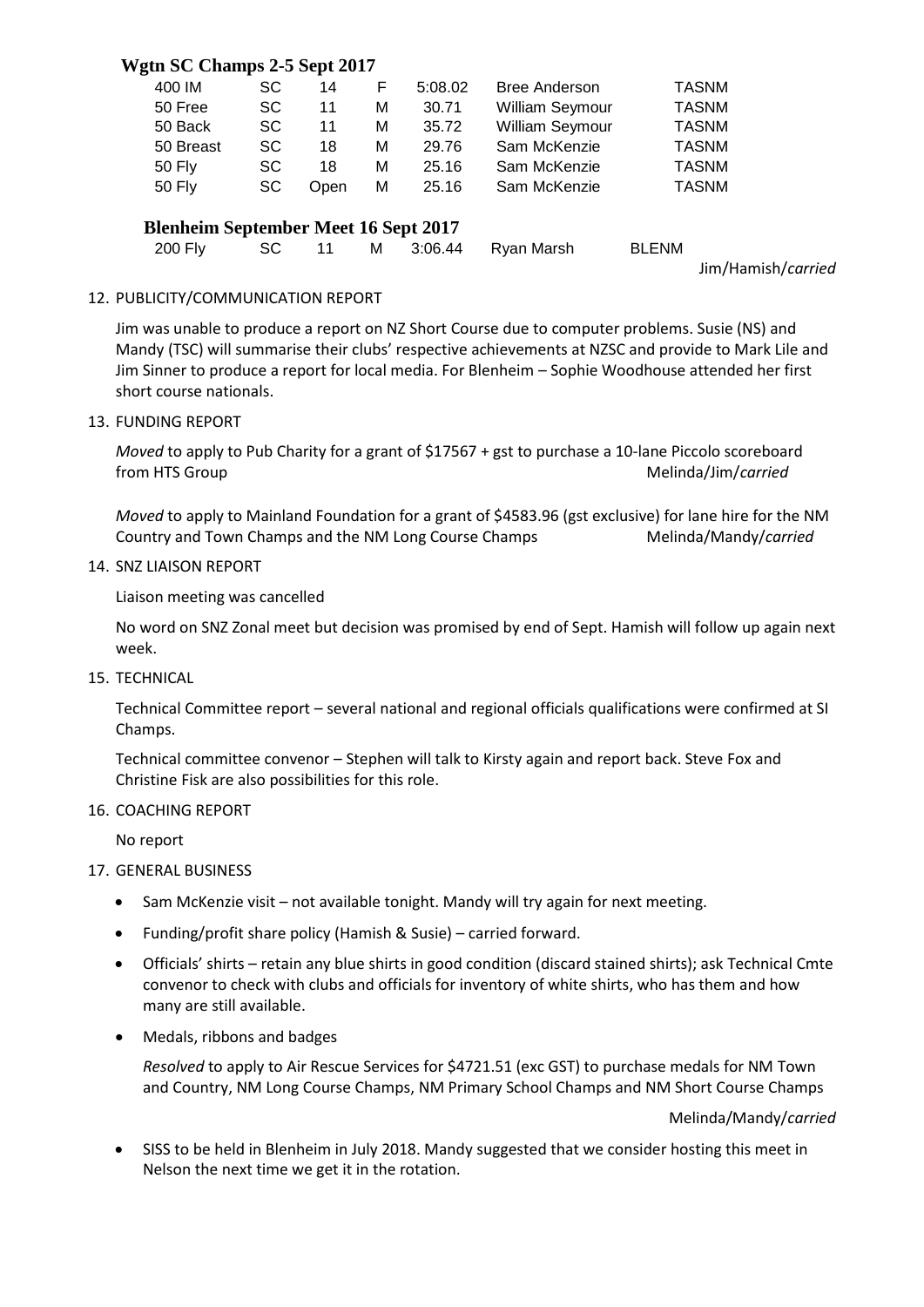**Wgtn SC Champs 2-5 Sept 2017**

| | | | | | | |
|---|---|---|---|---|---|---|
| 400 IM | SC | 14 | F | 5:08.02 | Bree Anderson | TASNM |
| 50 Free | SC | 11 | M | 30.71 | William Seymour | TASNM |
| 50 Back | SC | 11 | M | 35.72 | William Seymour | TASNM |
| 50 Breast | SC | 18 | M | 29.76 | Sam McKenzie | TASNM |
| 50 Fly | SC | 18 | M | 25.16 | Sam McKenzie | TASNM |
| 50 Fly | SC | Open | M | 25.16 | Sam McKenzie | TASNM |

**Blenheim September Meet 16 Sept 2017**

| | | | | | | |
|---|---|---|---|---|---|---|
| 200 Fly | SC | 11 | M | 3:06.44 | Ryan Marsh | BLENM |

Jim/Hamish/*carried*

12. PUBLICITY/COMMUNICATION REPORT

    Jim was unable to produce a report on NZ Short Course due to computer problems. Susie (NS) and Mandy (TSC) will summarise their clubs' respective achievements at NZSC and provide to Mark Lile and Jim Sinner to produce a report for local media. For Blenheim – Sophie Woodhouse attended her first short course nationals.

13. FUNDING REPORT

    *Moved* to apply to Pub Charity for a grant of $17567 + gst to purchase a 10-lane Piccolo scoreboard from HTS Group Melinda/Jim/*carried*

    *Moved* to apply to Mainland Foundation for a grant of $4583.96 (gst exclusive) for lane hire for the NM Country and Town Champs and the NM Long Course Champs Melinda/Mandy/*carried*

14. SNZ LIAISON REPORT

    Liaison meeting was cancelled

    No word on SNZ Zonal meet but decision was promised by end of Sept. Hamish will follow up again next week.

15. TECHNICAL

    Technical Committee report – several national and regional officials qualifications were confirmed at SI Champs.

    Technical committee convenor – Stephen will talk to Kirsty again and report back. Steve Fox and Christine Fisk are also possibilities for this role.

16. COACHING REPORT

    No report

17. GENERAL BUSINESS

    - Sam McKenzie visit – not available tonight. Mandy will try again for next meeting.
    - Funding/profit share policy (Hamish & Susie) – carried forward.
    - Officials' shirts – retain any blue shirts in good condition (discard stained shirts); ask Technical Cmte convenor to check with clubs and officials for inventory of white shirts, who has them and how many are still available.
    - Medals, ribbons and badges

      *Resolved* to apply to Air Rescue Services for $4721.51 (exc GST) to purchase medals for NM Town and Country, NM Long Course Champs, NM Primary School Champs and NM Short Course Champs

      Melinda/Mandy/*carried*

    - SISS to be held in Blenheim in July 2018. Mandy suggested that we consider hosting this meet in Nelson the next time we get it in the rotation.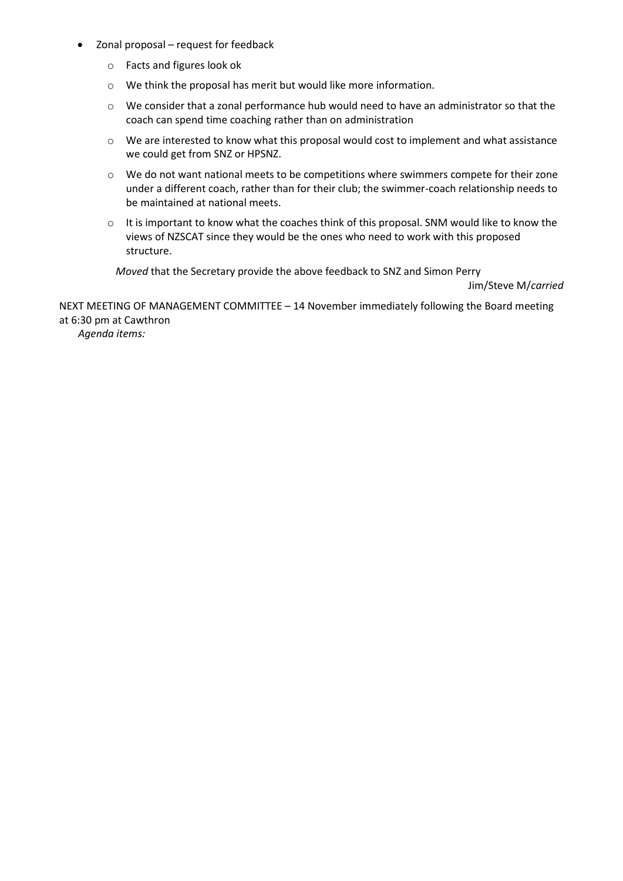- Zonal proposal – request for feedback
  - Facts and figures look ok
  - We think the proposal has merit but would like more information.
  - We consider that a zonal performance hub would need to have an administrator so that the coach can spend time coaching rather than on administration
  - We are interested to know what this proposal would cost to implement and what assistance we could get from SNZ or HPSNZ.
  - We do not want national meets to be competitions where swimmers compete for their zone under a different coach, rather than for their club; the swimmer-coach relationship needs to be maintained at national meets.
  - It is important to know what the coaches think of this proposal. SNM would like to know the views of NZSCAT since they would be the ones who need to work with this proposed structure.

*Moved* that the Secretary provide the above feedback to SNZ and Simon Perry

Jim/Steve M/*carried*

NEXT MEETING OF MANAGEMENT COMMITTEE – 14 November immediately following the Board meeting at 6:30 pm at Cawthron

*Agenda items:*